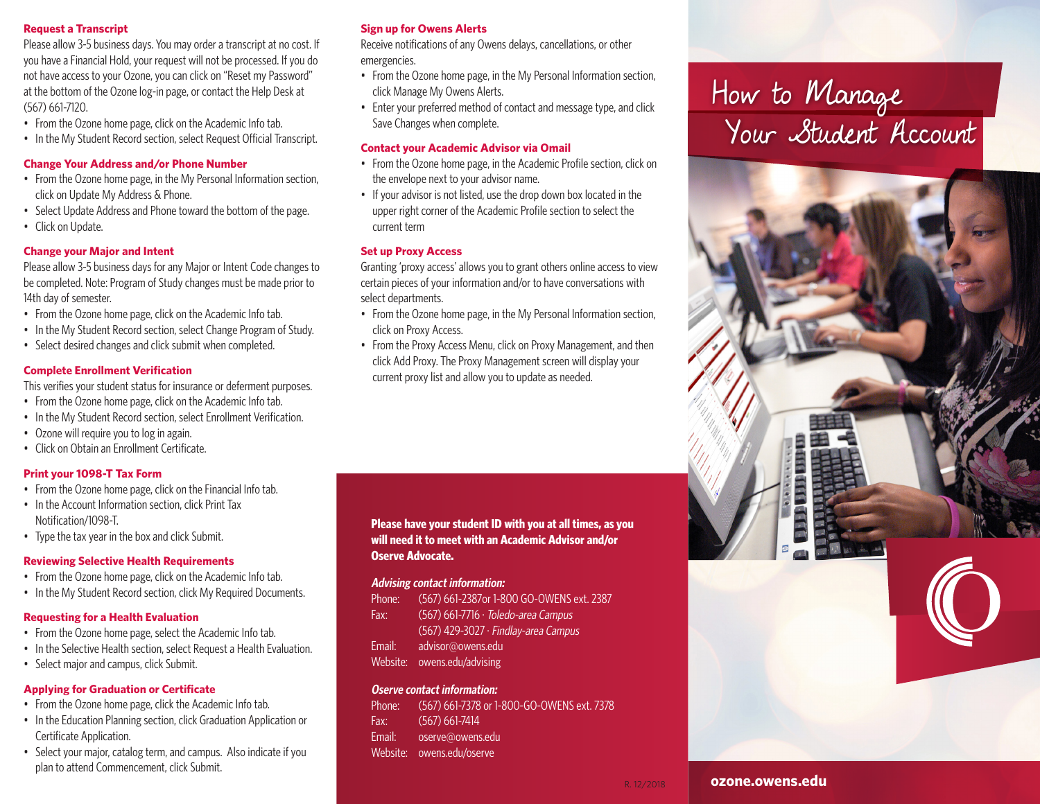# How to Manage Your Student Account

## Request a Transcript

Please allow 3-5 business days. You may order a transcript at no cost. If you have a Financial Hold, your request will not be processed. If you do not have access to your Ozone, you can click on "Reset my Password" at the bottom of the Ozone log-in page, or contact the Help Desk at (567) 661-7120.

- From the Ozone home page, click on the Academic Info tab.
- In the My Student Record section, select Request Official Transcript.

## Change Your Address and/or Phone Number

- From the Ozone home page, in the My Personal Information section, click on Update My Address & Phone.
- Select Update Address and Phone toward the bottom of the page.
- Click on Update.

## Change your Major and Intent

Please allow 3-5 business days for any Major or Intent Code changes to be completed. Note: Program of Study changes must be made prior to 14th day of semester.

- From the Ozone home page, click on the Academic Info tab.
- In the My Student Record section, select Change Program of Study.
- Select desired changes and click submit when completed.

## Complete Enrollment Verification

This verifies your student status for insurance or deferment purposes.

- From the Ozone home page, click on the Academic Info tab.
- In the My Student Record section, select Enrollment Verification.
- Ozone will require you to log in again.
- Click on Obtain an Enrollment Certificate.

## Print your 1098-T Tax Form

- From the Ozone home page, click on the Financial Info tab.
- In the Account Information section, click Print Tax Notification/1098-T.
- Type the tax year in the box and click Submit.

## Reviewing Selective Health Requirements

- From the Ozone home page, click on the Academic Info tab.
- In the My Student Record section, click My Required Documents.

## Requesting for a Health Evaluation

- From the Ozone home page, select the Academic Info tab.
- In the Selective Health section, select Request a Health Evaluation.
- Select major and campus, click Submit.

## Applying for Graduation or Certificate

- From the Ozone home page, click the Academic Info tab.
- In the Education Planning section, click Graduation Application or Certificate Application.
- Select your major, catalog term, and campus. Also indicate if you plan to attend Commencement, click Submit.

## Sign up for Owens Alerts

Receive notifications of any Owens delays, cancellations, or other emergencies.

- From the Ozone home page, in the My Personal Information section, click Manage My Owens Alerts.
- Enter your preferred method of contact and message type, and click Save Changes when complete.

## Contact your Academic Advisor via Omail

- From the Ozone home page, in the Academic Profile section, click on the envelope next to your advisor name.
- If your advisor is not listed, use the drop down box located in the upper right corner of the Academic Profile section to select the current term

## Set up Proxy Access

Granting 'proxy access' allows you to grant others online access to view certain pieces of your information and/or to have conversations with select departments.

- From the Ozone home page, in the My Personal Information section, click on Proxy Access.
- From the Proxy Access Menu, click on Proxy Management, and then click Add Proxy. The Proxy Management screen will display your current proxy list and allow you to update as needed.

**Please have your student ID with you at all times, as you will need it to meet with an Academic Advisor and/or Oserve Advocate.**

***Advising contact information:***

Phone: (567) 661-2387or 1-800 GO-OWENS ext. 2387
Fax: (567) 661-7716 · *Toledo-area Campus*
(567) 429-3027 · *Findlay-area Campus*
Email: advisor@owens.edu
Website: owens.edu/advising

***Oserve contact information:***

Phone: (567) 661-7378 or 1-800-GO-OWENS ext. 7378
Fax: (567) 661-7414
Email: oserve@owens.edu
Website: owens.edu/oserve

R. 12/2018

**ozone.owens.edu**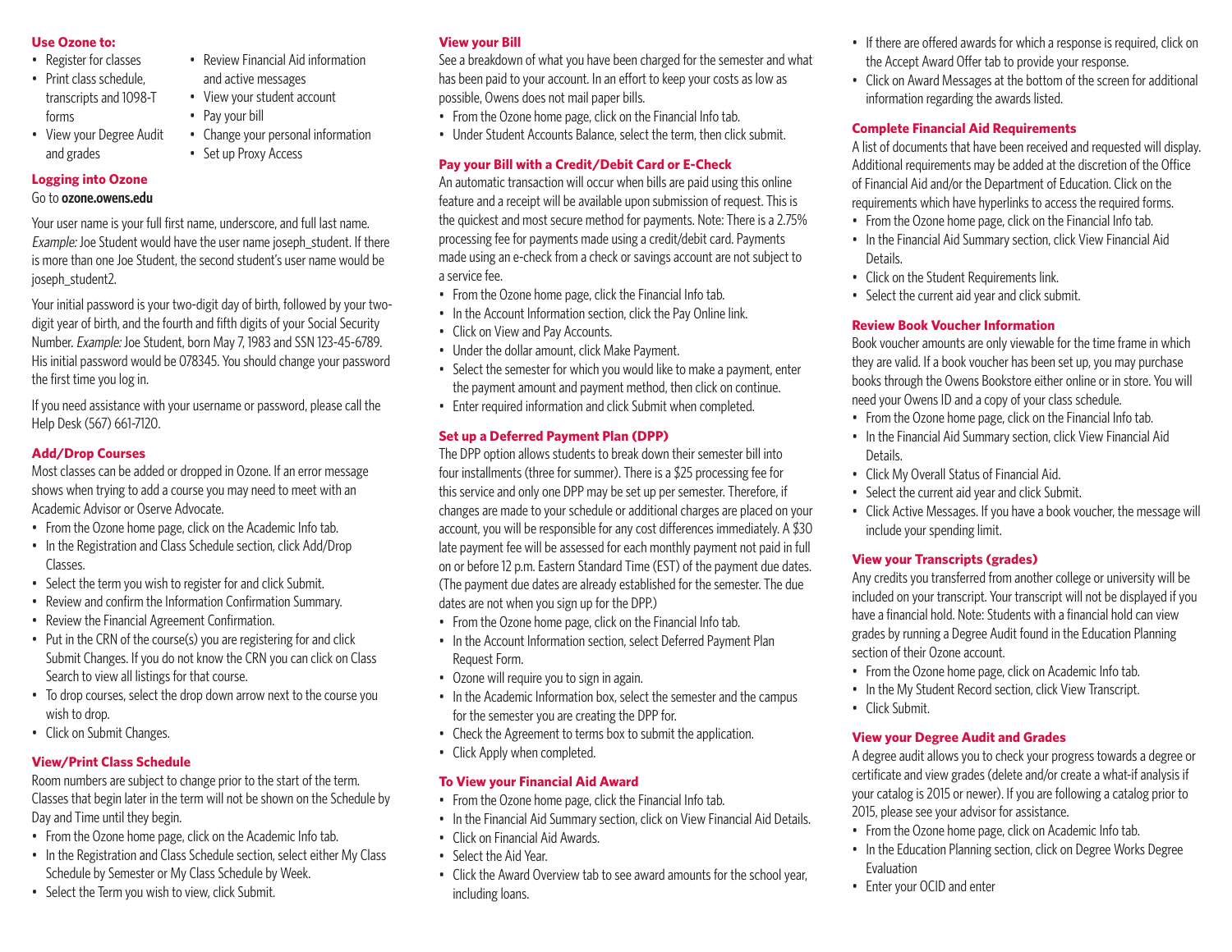## Use Ozone to:

- Register for classes
- Print class schedule, transcripts and 1098-T forms
- View your Degree Audit and grades
- Review Financial Aid information and active messages
- View your student account
- Pay your bill
- Change your personal information
- Set up Proxy Access

## Logging into Ozone

Go to **ozone.owens.edu**

Your user name is your full first name, underscore, and full last name. *Example:* Joe Student would have the user name joseph_student. If there is more than one Joe Student, the second student's user name would be joseph_student2.

Your initial password is your two-digit day of birth, followed by your two-digit year of birth, and the fourth and fifth digits of your Social Security Number. *Example:* Joe Student, born May 7, 1983 and SSN 123-45-6789. His initial password would be 078345. You should change your password the first time you log in.

If you need assistance with your username or password, please call the Help Desk (567) 661-7120.

## Add/Drop Courses

Most classes can be added or dropped in Ozone. If an error message shows when trying to add a course you may need to meet with an Academic Advisor or Oserve Advocate.

- From the Ozone home page, click on the Academic Info tab.
- In the Registration and Class Schedule section, click Add/Drop Classes.
- Select the term you wish to register for and click Submit.
- Review and confirm the Information Confirmation Summary.
- Review the Financial Agreement Confirmation.
- Put in the CRN of the course(s) you are registering for and click Submit Changes. If you do not know the CRN you can click on Class Search to view all listings for that course.
- To drop courses, select the drop down arrow next to the course you wish to drop.
- Click on Submit Changes.

## View/Print Class Schedule

Room numbers are subject to change prior to the start of the term. Classes that begin later in the term will not be shown on the Schedule by Day and Time until they begin.

- From the Ozone home page, click on the Academic Info tab.
- In the Registration and Class Schedule section, select either My Class Schedule by Semester or My Class Schedule by Week.
- Select the Term you wish to view, click Submit.

## View your Bill

See a breakdown of what you have been charged for the semester and what has been paid to your account. In an effort to keep your costs as low as possible, Owens does not mail paper bills.

- From the Ozone home page, click on the Financial Info tab.
- Under Student Accounts Balance, select the term, then click submit.

## Pay your Bill with a Credit/Debit Card or E-Check

An automatic transaction will occur when bills are paid using this online feature and a receipt will be available upon submission of request. This is the quickest and most secure method for payments. Note: There is a 2.75% processing fee for payments made using a credit/debit card. Payments made using an e-check from a check or savings account are not subject to a service fee.

- From the Ozone home page, click the Financial Info tab.
- In the Account Information section, click the Pay Online link.
- Click on View and Pay Accounts.
- Under the dollar amount, click Make Payment.
- Select the semester for which you would like to make a payment, enter the payment amount and payment method, then click on continue.
- Enter required information and click Submit when completed.

## Set up a Deferred Payment Plan (DPP)

The DPP option allows students to break down their semester bill into four installments (three for summer). There is a $25 processing fee for this service and only one DPP may be set up per semester. Therefore, if changes are made to your schedule or additional charges are placed on your account, you will be responsible for any cost differences immediately. A $30 late payment fee will be assessed for each monthly payment not paid in full on or before 12 p.m. Eastern Standard Time (EST) of the payment due dates. (The payment due dates are already established for the semester. The due dates are not when you sign up for the DPP.)

- From the Ozone home page, click on the Financial Info tab.
- In the Account Information section, select Deferred Payment Plan Request Form.
- Ozone will require you to sign in again.
- In the Academic Information box, select the semester and the campus for the semester you are creating the DPP for.
- Check the Agreement to terms box to submit the application.
- Click Apply when completed.

## To View your Financial Aid Award

- From the Ozone home page, click the Financial Info tab.
- In the Financial Aid Summary section, click on View Financial Aid Details.
- Click on Financial Aid Awards.
- Select the Aid Year.
- Click the Award Overview tab to see award amounts for the school year, including loans.
- If there are offered awards for which a response is required, click on the Accept Award Offer tab to provide your response.
- Click on Award Messages at the bottom of the screen for additional information regarding the awards listed.

## Complete Financial Aid Requirements

A list of documents that have been received and requested will display. Additional requirements may be added at the discretion of the Office of Financial Aid and/or the Department of Education. Click on the requirements which have hyperlinks to access the required forms.

- From the Ozone home page, click on the Financial Info tab.
- In the Financial Aid Summary section, click View Financial Aid Details.
- Click on the Student Requirements link.
- Select the current aid year and click submit.

## Review Book Voucher Information

Book voucher amounts are only viewable for the time frame in which they are valid. If a book voucher has been set up, you may purchase books through the Owens Bookstore either online or in store. You will need your Owens ID and a copy of your class schedule.

- From the Ozone home page, click on the Financial Info tab.
- In the Financial Aid Summary section, click View Financial Aid Details.
- Click My Overall Status of Financial Aid.
- Select the current aid year and click Submit.
- Click Active Messages. If you have a book voucher, the message will include your spending limit.

## View your Transcripts (grades)

Any credits you transferred from another college or university will be included on your transcript. Your transcript will not be displayed if you have a financial hold. Note: Students with a financial hold can view grades by running a Degree Audit found in the Education Planning section of their Ozone account.

- From the Ozone home page, click on Academic Info tab.
- In the My Student Record section, click View Transcript.
- Click Submit.

## View your Degree Audit and Grades

A degree audit allows you to check your progress towards a degree or certificate and view grades (delete and/or create a what-if analysis if your catalog is 2015 or newer). If you are following a catalog prior to 2015, please see your advisor for assistance.

- From the Ozone home page, click on Academic Info tab.
- In the Education Planning section, click on Degree Works Degree Evaluation
- Enter your OCID and enter